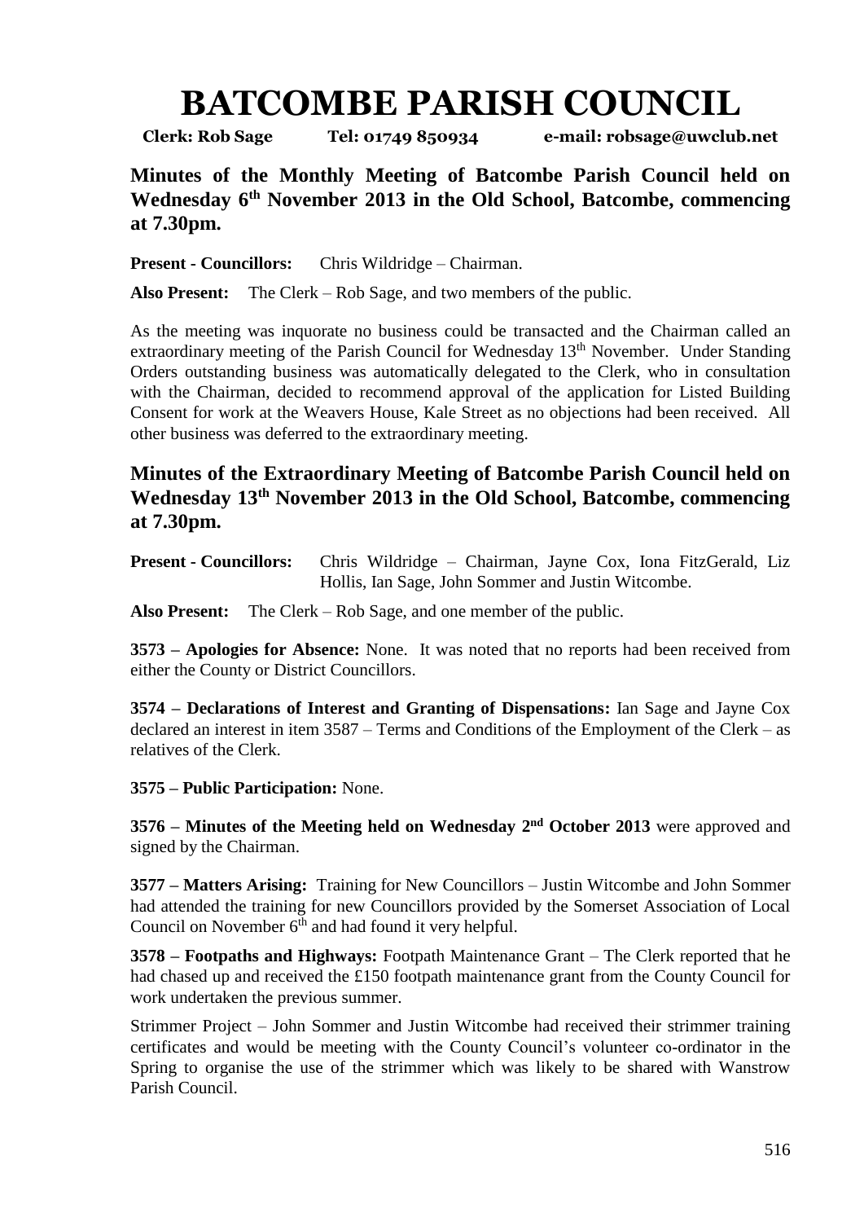# BATCOMBE PARISH COUNCIL

**Clerk: Rob Sage Tel: 01749 850934 e-mail: robsage@uwclub.net**

## Minutes of the Monthly Meeting of Batcombe Parish Council held on Wednesday 6th November 2013 in the Old School, Batcombe, commencing at 7.30pm.

**Present - Councillors:** Chris Wildridge – Chairman.

**Also Present:** The Clerk – Rob Sage, and two members of the public.

As the meeting was inquorate no business could be transacted and the Chairman called an extraordinary meeting of the Parish Council for Wednesday 13th November. Under Standing Orders outstanding business was automatically delegated to the Clerk, who in consultation with the Chairman, decided to recommend approval of the application for Listed Building Consent for work at the Weavers House, Kale Street as no objections had been received. All other business was deferred to the extraordinary meeting.

## Minutes of the Extraordinary Meeting of Batcombe Parish Council held on Wednesday 13th November 2013 in the Old School, Batcombe, commencing at 7.30pm.

**Present - Councillors:** Chris Wildridge – Chairman, Jayne Cox, Iona FitzGerald, Liz Hollis, Ian Sage, John Sommer and Justin Witcombe.

**Also Present:** The Clerk – Rob Sage, and one member of the public.

**3573 – Apologies for Absence:** None. It was noted that no reports had been received from either the County or District Councillors.

**3574 – Declarations of Interest and Granting of Dispensations:** Ian Sage and Jayne Cox declared an interest in item 3587 – Terms and Conditions of the Employment of the Clerk – as relatives of the Clerk.

**3575 – Public Participation:** None.

**3576 – Minutes of the Meeting held on Wednesday 2nd October 2013** were approved and signed by the Chairman.

**3577 – Matters Arising:** Training for New Councillors – Justin Witcombe and John Sommer had attended the training for new Councillors provided by the Somerset Association of Local Council on November 6th and had found it very helpful.

**3578 – Footpaths and Highways:** Footpath Maintenance Grant – The Clerk reported that he had chased up and received the £150 footpath maintenance grant from the County Council for work undertaken the previous summer.

Strimmer Project – John Sommer and Justin Witcombe had received their strimmer training certificates and would be meeting with the County Council's volunteer co-ordinator in the Spring to organise the use of the strimmer which was likely to be shared with Wanstrow Parish Council.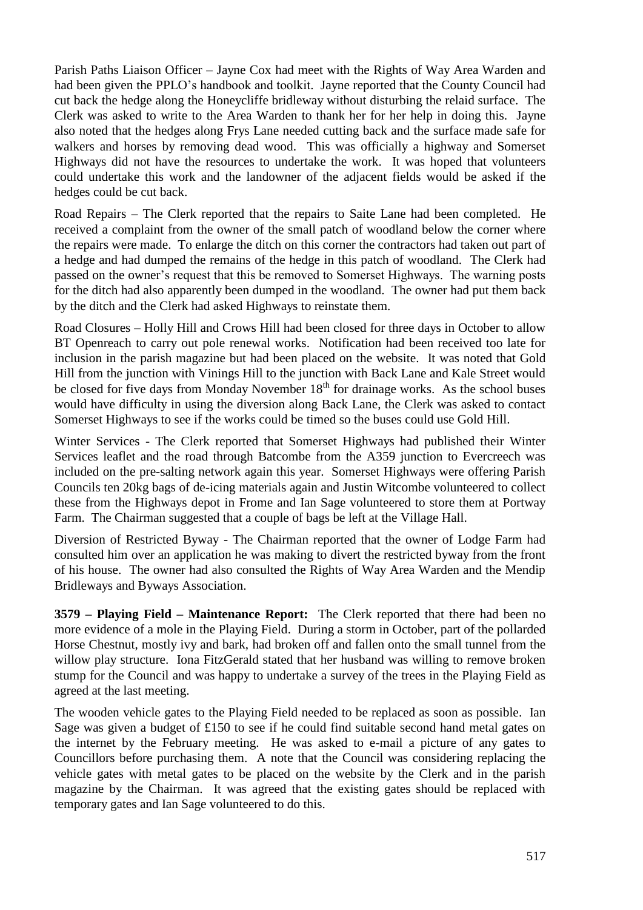Parish Paths Liaison Officer – Jayne Cox had meet with the Rights of Way Area Warden and had been given the PPLO's handbook and toolkit. Jayne reported that the County Council had cut back the hedge along the Honeycliffe bridleway without disturbing the relaid surface. The Clerk was asked to write to the Area Warden to thank her for her help in doing this. Jayne also noted that the hedges along Frys Lane needed cutting back and the surface made safe for walkers and horses by removing dead wood. This was officially a highway and Somerset Highways did not have the resources to undertake the work. It was hoped that volunteers could undertake this work and the landowner of the adjacent fields would be asked if the hedges could be cut back.

Road Repairs – The Clerk reported that the repairs to Saite Lane had been completed. He received a complaint from the owner of the small patch of woodland below the corner where the repairs were made. To enlarge the ditch on this corner the contractors had taken out part of a hedge and had dumped the remains of the hedge in this patch of woodland. The Clerk had passed on the owner's request that this be removed to Somerset Highways. The warning posts for the ditch had also apparently been dumped in the woodland. The owner had put them back by the ditch and the Clerk had asked Highways to reinstate them.

Road Closures – Holly Hill and Crows Hill had been closed for three days in October to allow BT Openreach to carry out pole renewal works. Notification had been received too late for inclusion in the parish magazine but had been placed on the website. It was noted that Gold Hill from the junction with Vinings Hill to the junction with Back Lane and Kale Street would be closed for five days from Monday November 18th for drainage works. As the school buses would have difficulty in using the diversion along Back Lane, the Clerk was asked to contact Somerset Highways to see if the works could be timed so the buses could use Gold Hill.

Winter Services - The Clerk reported that Somerset Highways had published their Winter Services leaflet and the road through Batcombe from the A359 junction to Evercreech was included on the pre-salting network again this year. Somerset Highways were offering Parish Councils ten 20kg bags of de-icing materials again and Justin Witcombe volunteered to collect these from the Highways depot in Frome and Ian Sage volunteered to store them at Portway Farm. The Chairman suggested that a couple of bags be left at the Village Hall.

Diversion of Restricted Byway - The Chairman reported that the owner of Lodge Farm had consulted him over an application he was making to divert the restricted byway from the front of his house. The owner had also consulted the Rights of Way Area Warden and the Mendip Bridleways and Byways Association.

**3579 – Playing Field – Maintenance Report:** The Clerk reported that there had been no more evidence of a mole in the Playing Field. During a storm in October, part of the pollarded Horse Chestnut, mostly ivy and bark, had broken off and fallen onto the small tunnel from the willow play structure. Iona FitzGerald stated that her husband was willing to remove broken stump for the Council and was happy to undertake a survey of the trees in the Playing Field as agreed at the last meeting.

The wooden vehicle gates to the Playing Field needed to be replaced as soon as possible. Ian Sage was given a budget of £150 to see if he could find suitable second hand metal gates on the internet by the February meeting. He was asked to e-mail a picture of any gates to Councillors before purchasing them. A note that the Council was considering replacing the vehicle gates with metal gates to be placed on the website by the Clerk and in the parish magazine by the Chairman. It was agreed that the existing gates should be replaced with temporary gates and Ian Sage volunteered to do this.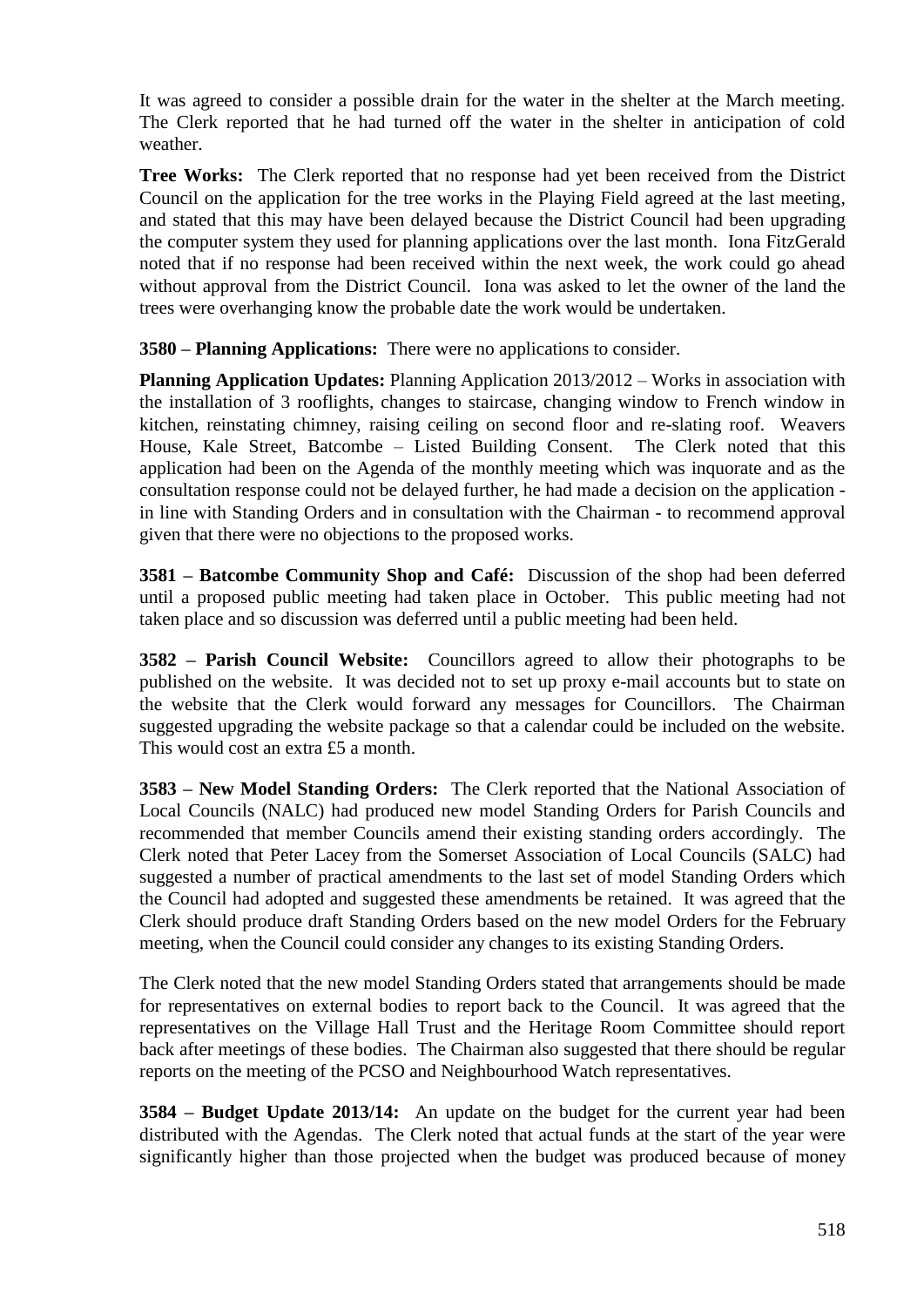It was agreed to consider a possible drain for the water in the shelter at the March meeting. The Clerk reported that he had turned off the water in the shelter in anticipation of cold weather.

**Tree Works:** The Clerk reported that no response had yet been received from the District Council on the application for the tree works in the Playing Field agreed at the last meeting, and stated that this may have been delayed because the District Council had been upgrading the computer system they used for planning applications over the last month. Iona FitzGerald noted that if no response had been received within the next week, the work could go ahead without approval from the District Council. Iona was asked to let the owner of the land the trees were overhanging know the probable date the work would be undertaken.

**3580 – Planning Applications:** There were no applications to consider.

**Planning Application Updates:** Planning Application 2013/2012 – Works in association with the installation of 3 rooflights, changes to staircase, changing window to French window in kitchen, reinstating chimney, raising ceiling on second floor and re-slating roof. Weavers House, Kale Street, Batcombe – Listed Building Consent. The Clerk noted that this application had been on the Agenda of the monthly meeting which was inquorate and as the consultation response could not be delayed further, he had made a decision on the application - in line with Standing Orders and in consultation with the Chairman - to recommend approval given that there were no objections to the proposed works.

**3581 – Batcombe Community Shop and Café:** Discussion of the shop had been deferred until a proposed public meeting had taken place in October. This public meeting had not taken place and so discussion was deferred until a public meeting had been held.

**3582 – Parish Council Website:** Councillors agreed to allow their photographs to be published on the website. It was decided not to set up proxy e-mail accounts but to state on the website that the Clerk would forward any messages for Councillors. The Chairman suggested upgrading the website package so that a calendar could be included on the website. This would cost an extra £5 a month.

**3583 – New Model Standing Orders:** The Clerk reported that the National Association of Local Councils (NALC) had produced new model Standing Orders for Parish Councils and recommended that member Councils amend their existing standing orders accordingly. The Clerk noted that Peter Lacey from the Somerset Association of Local Councils (SALC) had suggested a number of practical amendments to the last set of model Standing Orders which the Council had adopted and suggested these amendments be retained. It was agreed that the Clerk should produce draft Standing Orders based on the new model Orders for the February meeting, when the Council could consider any changes to its existing Standing Orders.

The Clerk noted that the new model Standing Orders stated that arrangements should be made for representatives on external bodies to report back to the Council. It was agreed that the representatives on the Village Hall Trust and the Heritage Room Committee should report back after meetings of these bodies. The Chairman also suggested that there should be regular reports on the meeting of the PCSO and Neighbourhood Watch representatives.

**3584 – Budget Update 2013/14:** An update on the budget for the current year had been distributed with the Agendas. The Clerk noted that actual funds at the start of the year were significantly higher than those projected when the budget was produced because of money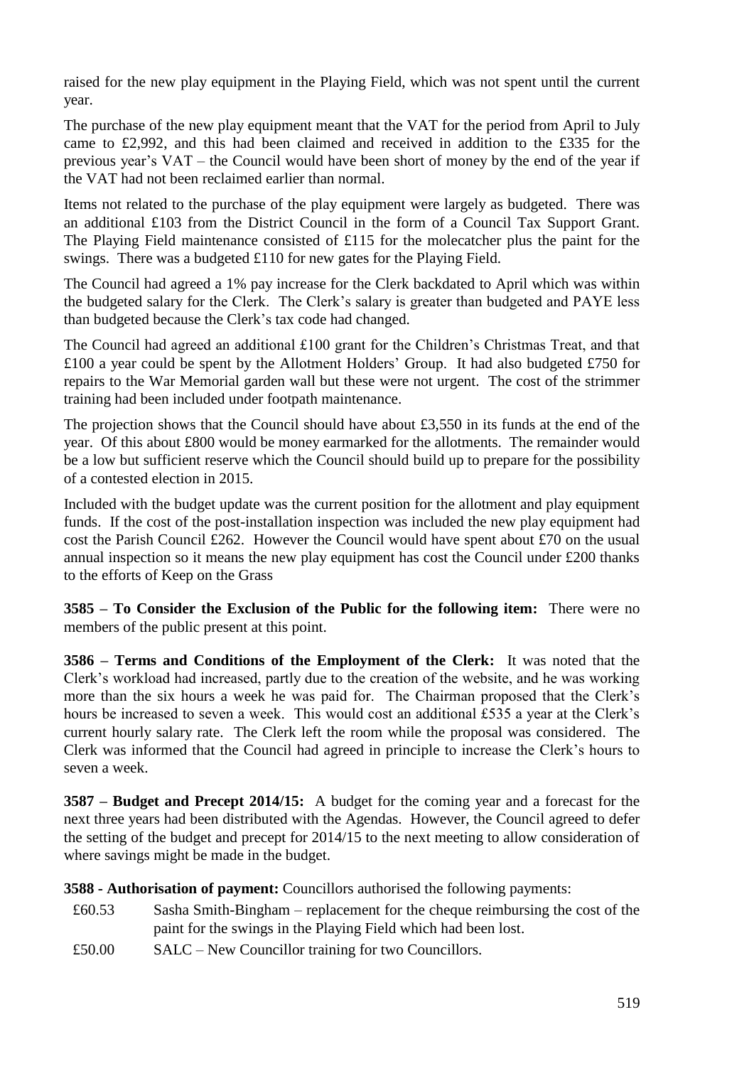raised for the new play equipment in the Playing Field, which was not spent until the current year.

The purchase of the new play equipment meant that the VAT for the period from April to July came to £2,992, and this had been claimed and received in addition to the £335 for the previous year's VAT – the Council would have been short of money by the end of the year if the VAT had not been reclaimed earlier than normal.

Items not related to the purchase of the play equipment were largely as budgeted. There was an additional £103 from the District Council in the form of a Council Tax Support Grant. The Playing Field maintenance consisted of £115 for the molecatcher plus the paint for the swings. There was a budgeted £110 for new gates for the Playing Field.

The Council had agreed a 1% pay increase for the Clerk backdated to April which was within the budgeted salary for the Clerk. The Clerk's salary is greater than budgeted and PAYE less than budgeted because the Clerk's tax code had changed.

The Council had agreed an additional £100 grant for the Children's Christmas Treat, and that £100 a year could be spent by the Allotment Holders' Group. It had also budgeted £750 for repairs to the War Memorial garden wall but these were not urgent. The cost of the strimmer training had been included under footpath maintenance.

The projection shows that the Council should have about £3,550 in its funds at the end of the year. Of this about £800 would be money earmarked for the allotments. The remainder would be a low but sufficient reserve which the Council should build up to prepare for the possibility of a contested election in 2015.

Included with the budget update was the current position for the allotment and play equipment funds. If the cost of the post-installation inspection was included the new play equipment had cost the Parish Council £262. However the Council would have spent about £70 on the usual annual inspection so it means the new play equipment has cost the Council under £200 thanks to the efforts of Keep on the Grass

**3585 – To Consider the Exclusion of the Public for the following item:** There were no members of the public present at this point.

**3586 – Terms and Conditions of the Employment of the Clerk:** It was noted that the Clerk's workload had increased, partly due to the creation of the website, and he was working more than the six hours a week he was paid for. The Chairman proposed that the Clerk's hours be increased to seven a week. This would cost an additional £535 a year at the Clerk's current hourly salary rate. The Clerk left the room while the proposal was considered. The Clerk was informed that the Council had agreed in principle to increase the Clerk's hours to seven a week.

**3587 – Budget and Precept 2014/15:** A budget for the coming year and a forecast for the next three years had been distributed with the Agendas. However, the Council agreed to defer the setting of the budget and precept for 2014/15 to the next meeting to allow consideration of where savings might be made in the budget.

**3588 - Authorisation of payment:** Councillors authorised the following payments:

| | |
|---|---|
| £60.53 | Sasha Smith-Bingham – replacement for the cheque reimbursing the cost of the paint for the swings in the Playing Field which had been lost. |
| £50.00 | SALC – New Councillor training for two Councillors. |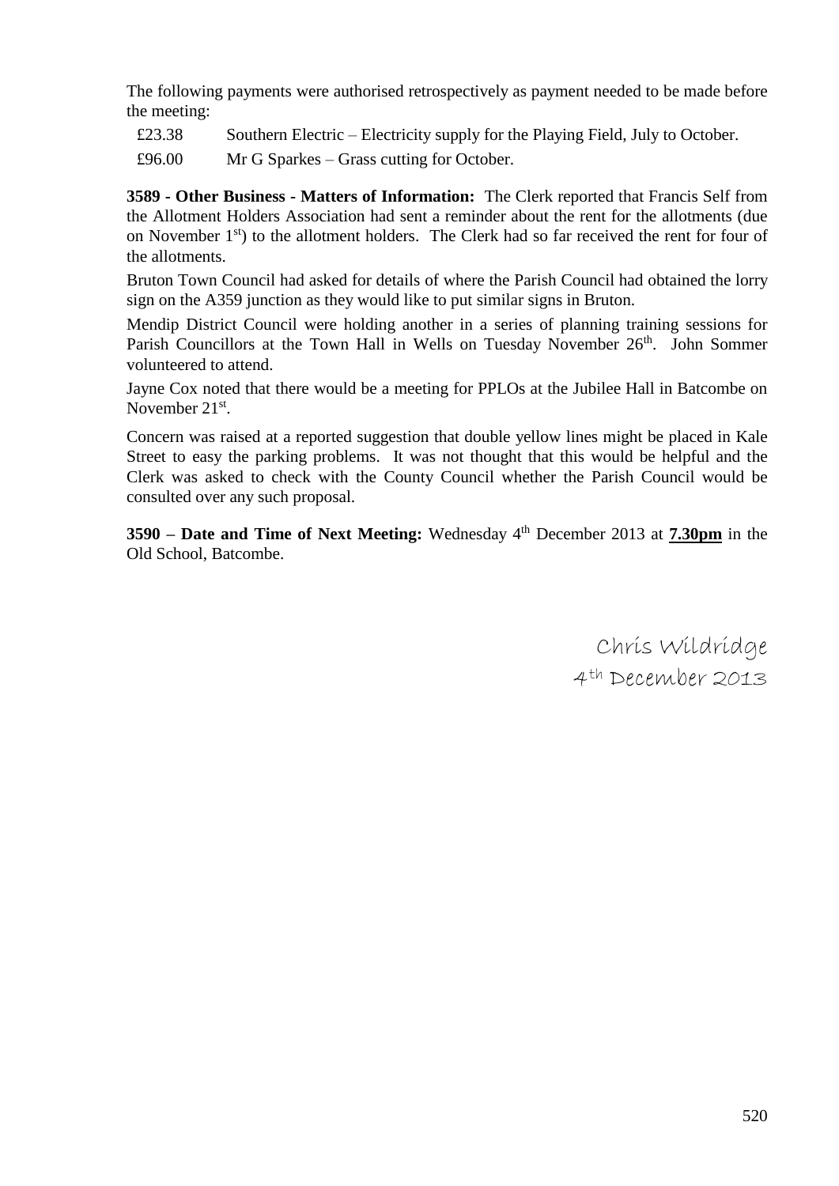The following payments were authorised retrospectively as payment needed to be made before the meeting:

| | |
|---|---|
| £23.38 | Southern Electric – Electricity supply for the Playing Field, July to October. |
| £96.00 | Mr G Sparkes – Grass cutting for October. |

**3589 - Other Business - Matters of Information:** The Clerk reported that Francis Self from the Allotment Holders Association had sent a reminder about the rent for the allotments (due on November 1st) to the allotment holders. The Clerk had so far received the rent for four of the allotments.

Bruton Town Council had asked for details of where the Parish Council had obtained the lorry sign on the A359 junction as they would like to put similar signs in Bruton.

Mendip District Council were holding another in a series of planning training sessions for Parish Councillors at the Town Hall in Wells on Tuesday November 26th. John Sommer volunteered to attend.

Jayne Cox noted that there would be a meeting for PPLOs at the Jubilee Hall in Batcombe on November 21st.

Concern was raised at a reported suggestion that double yellow lines might be placed in Kale Street to easy the parking problems. It was not thought that this would be helpful and the Clerk was asked to check with the County Council whether the Parish Council would be consulted over any such proposal.

**3590 – Date and Time of Next Meeting:** Wednesday 4th December 2013 at **7.30pm** in the Old School, Batcombe.

Chris Wildridge
4th December 2013